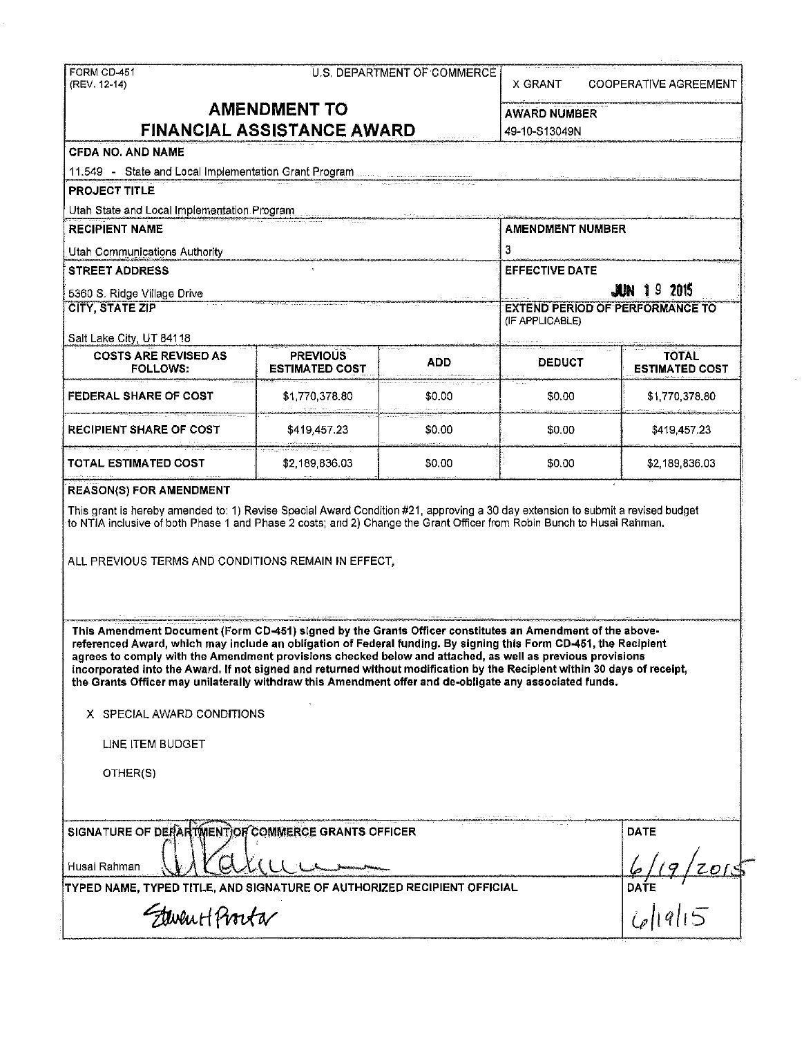FORM CD-451
(REV. 12-14)

U.S. DEPARTMENT OF COMMERCE

X GRANT    COOPERATIVE AGREEMENT

# AMENDMENT TO FINANCIAL ASSISTANCE AWARD

**AWARD NUMBER**
49-10-S13049N

**CFDA NO. AND NAME**
11.549 - State and Local Implementation Grant Program

**PROJECT TITLE**
Utah State and Local Implementation Program

**RECIPIENT NAME**
Utah Communications Authority

**AMENDMENT NUMBER**
3

**STREET ADDRESS**
5360 S. Ridge Village Drive

**EFFECTIVE DATE**
JUN 19 2015

**CITY, STATE ZIP**
Salt Lake City, UT 84118

**EXTEND PERIOD OF PERFORMANCE TO** (IF APPLICABLE)

| COSTS ARE REVISED AS FOLLOWS: | PREVIOUS ESTIMATED COST | ADD | DEDUCT | TOTAL ESTIMATED COST |
|---|---|---|---|---|
| FEDERAL SHARE OF COST | $1,770,378.80 | $0.00 | $0.00 | $1,770,378.80 |
| RECIPIENT SHARE OF COST | $419,457.23 | $0.00 | $0.00 | $419,457.23 |
| TOTAL ESTIMATED COST | $2,189,836.03 | $0.00 | $0.00 | $2,189,836.03 |

**REASON(S) FOR AMENDMENT**

This grant is hereby amended to: 1) Revise Special Award Condition #21, approving a 30 day extension to submit a revised budget to NTIA inclusive of both Phase 1 and Phase 2 costs; and 2) Change the Grant Officer from Robin Bunch to Husai Rahman.

ALL PREVIOUS TERMS AND CONDITIONS REMAIN IN EFFECT.

**This Amendment Document (Form CD-451) signed by the Grants Officer constitutes an Amendment of the above-referenced Award, which may include an obligation of Federal funding. By signing this Form CD-451, the Recipient agrees to comply with the Amendment provisions checked below and attached, as well as previous provisions incorporated into the Award. If not signed and returned without modification by the Recipient within 30 days of receipt, the Grants Officer may unilaterally withdraw this Amendment offer and de-obligate any associated funds.**

X SPECIAL AWARD CONDITIONS

LINE ITEM BUDGET

OTHER(S)

**SIGNATURE OF DEPARTMENT OF COMMERCE GRANTS OFFICER**
Husai Rahman

**DATE**
6/19/2015

**TYPED NAME, TYPED TITLE, AND SIGNATURE OF AUTHORIZED RECIPIENT OFFICIAL**
Steven H Proctor

**DATE**
6/19/15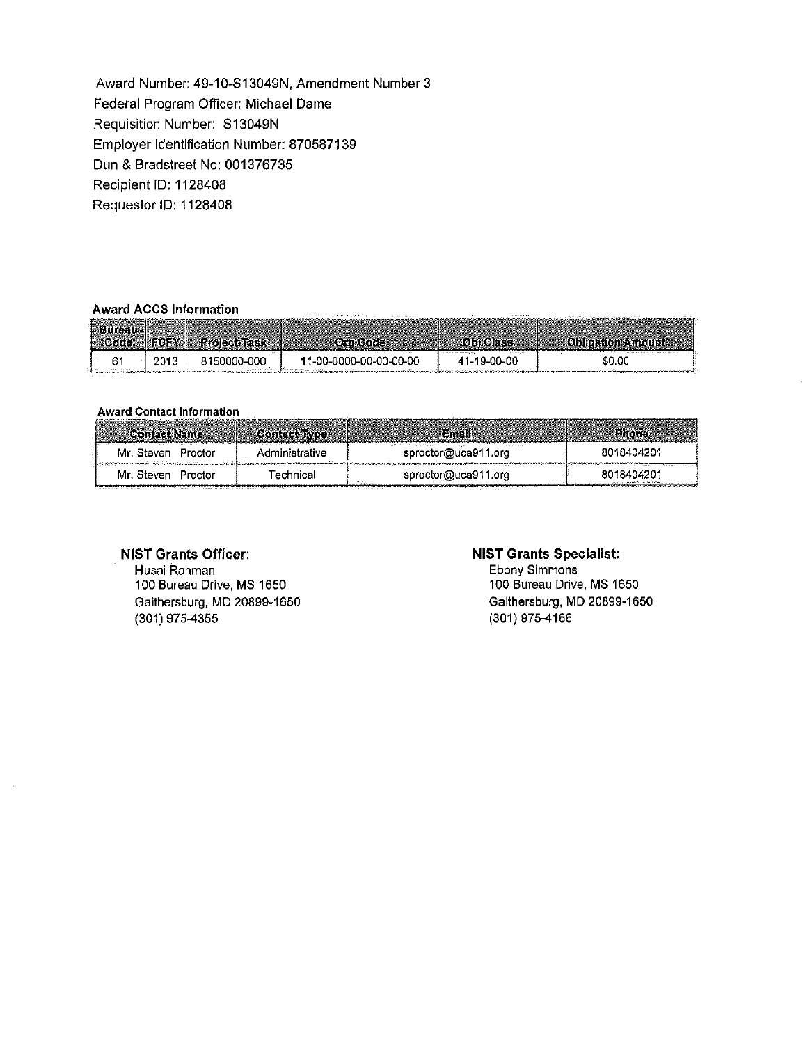Award Number: 49-10-S13049N, Amendment Number 3
Federal Program Officer: Michael Dame
Requisition Number: S13049N
Employer Identification Number: 870587139
Dun & Bradstreet No: 001376735
Recipient ID: 1128408
Requestor ID: 1128408

**Award ACCS Information**

| Bureau Code | FCFY | Project-Task | Org Code | Obj Class | Obligation Amount |
|---|---|---|---|---|---|
| 61 | 2013 | 8150000-000 | 11-00-0000-00-00-00-00 | 41-19-00-00 | $0.00 |

**Award Contact Information**

| Contact Name | Contact Type | Email | Phone |
|---|---|---|---|
| Mr. Steven Proctor | Administrative | sproctor@uca911.org | 8018404201 |
| Mr. Steven Proctor | Technical | sproctor@uca911.org | 8018404201 |

**NIST Grants Officer:**
Husai Rahman
100 Bureau Drive, MS 1650
Gaithersburg, MD 20899-1650
(301) 975-4355

**NIST Grants Specialist:**
Ebony Simmons
100 Bureau Drive, MS 1650
Gaithersburg, MD 20899-1650
(301) 975-4166